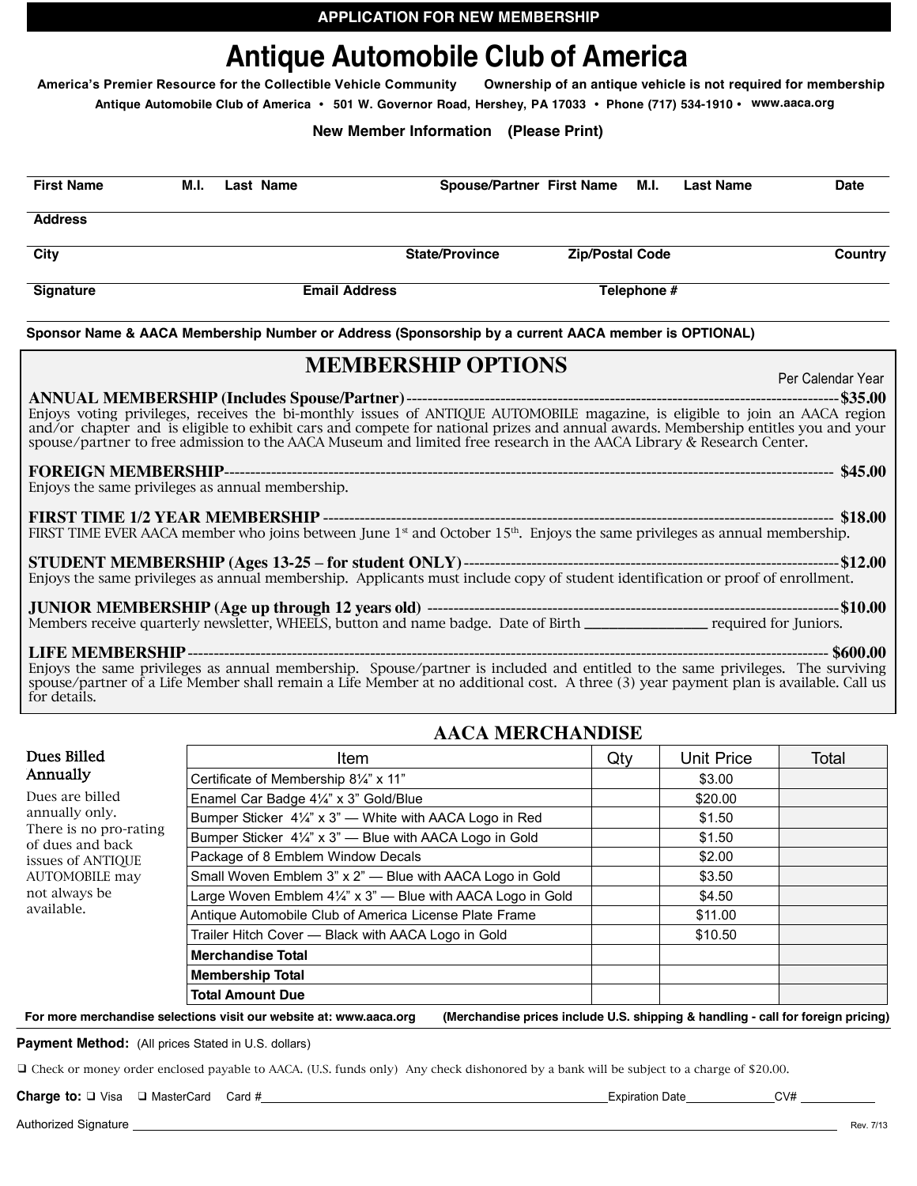**APPLICATION FOR NEW MEMBERSHIP**

# Antique Automobile Club of America

**America's Premier Resource for the Collectible Vehicle Community** **Ownership of an antique vehicle is not required for membership**

**Antique Automobile Club of America • 501 W. Governor Road, Hershey, PA 17033 • Phone (717) 534-1910 • www.aaca.org**

**New Member Information (Please Print)**

**First Name** **M.I.** **Last Name** **Spouse/Partner First Name** **M.I.** **Last Name** **Date**

**Address**

**City** **State/Province** **Zip/Postal Code** **Country**

**Signature** **Email Address** **Telephone #**

**Sponsor Name & AACA Membership Number or Address (Sponsorship by a current AACA member is OPTIONAL)**

## MEMBERSHIP OPTIONS

Per Calendar Year

**ANNUAL MEMBERSHIP (Includes Spouse/Partner)**------------------------------------------------------------------------------------**$35.00**
Enjoys voting privileges, receives the bi-monthly issues of ANTIQUE AUTOMOBILE magazine, is eligible to join an AACA region and/or chapter and is eligible to exhibit cars and compete for national prizes and annual awards. Membership entitles you and your spouse/partner to free admission to the AACA Museum and limited free research in the AACA Library & Research Center.

**FOREIGN MEMBERSHIP**------------------------------------------------------------------------------------------------------------------ **$45.00**
Enjoys the same privileges as annual membership.

**FIRST TIME 1/2 YEAR MEMBERSHIP** ------------------------------------------------------------------------------------------------- **$18.00**
FIRST TIME EVER AACA member who joins between June 1st and October 15th. Enjoys the same privileges as annual membership.

**STUDENT MEMBERSHIP (Ages 13-25 – for student ONLY)**------------------------------------------------------------------------**$12.00**
Enjoys the same privileges as annual membership. Applicants must include copy of student identification or proof of enrollment.

**JUNIOR MEMBERSHIP (Age up through 12 years old)** ------------------------------------------------------------------------------**$10.00**
Members receive quarterly newsletter, WHEELS, button and name badge. Date of Birth ______________ required for Juniors.

**LIFE MEMBERSHIP**--------------------------------------------------------------------------------------------------------------------- **$600.00**
Enjoys the same privileges as annual membership. Spouse/partner is included and entitled to the same privileges. The surviving spouse/partner of a Life Member shall remain a Life Member at no additional cost. A three (3) year payment plan is available. Call us for details.

## AACA MERCHANDISE

**Dues Billed Annually**

Dues are billed annually only. There is no pro-rating of dues and back issues of ANTIQUE AUTOMOBILE may not always be available.

| Item | Qty | Unit Price | Total |
|---|---|---|---|
| Certificate of Membership 8¼" x 11" | | $3.00 | |
| Enamel Car Badge 4¼" x 3" Gold/Blue | | $20.00 | |
| Bumper Sticker 4¼" x 3" — White with AACA Logo in Red | | $1.50 | |
| Bumper Sticker 4¼" x 3" — Blue with AACA Logo in Gold | | $1.50 | |
| Package of 8 Emblem Window Decals | | $2.00 | |
| Small Woven Emblem 3" x 2" — Blue with AACA Logo in Gold | | $3.50 | |
| Large Woven Emblem 4¼" x 3" — Blue with AACA Logo in Gold | | $4.50 | |
| Antique Automobile Club of America License Plate Frame | | $11.00 | |
| Trailer Hitch Cover — Black with AACA Logo in Gold | | $10.50 | |
| **Merchandise Total** | | | |
| **Membership Total** | | | |
| **Total Amount Due** | | | |

**For more merchandise selections visit our website at: www.aaca.org** **(Merchandise prices include U.S. shipping & handling - call for foreign pricing)**

**Payment Method:** (All prices Stated in U.S. dollars)

❑ Check or money order enclosed payable to AACA. (U.S. funds only) Any check dishonored by a bank will be subject to a charge of $20.00.

**Charge to:** ❑ Visa ❑ MasterCard Card #______________________________ Expiration Date__________ CV#__________

Authorized Signature ________________________________________________

Rev. 7/13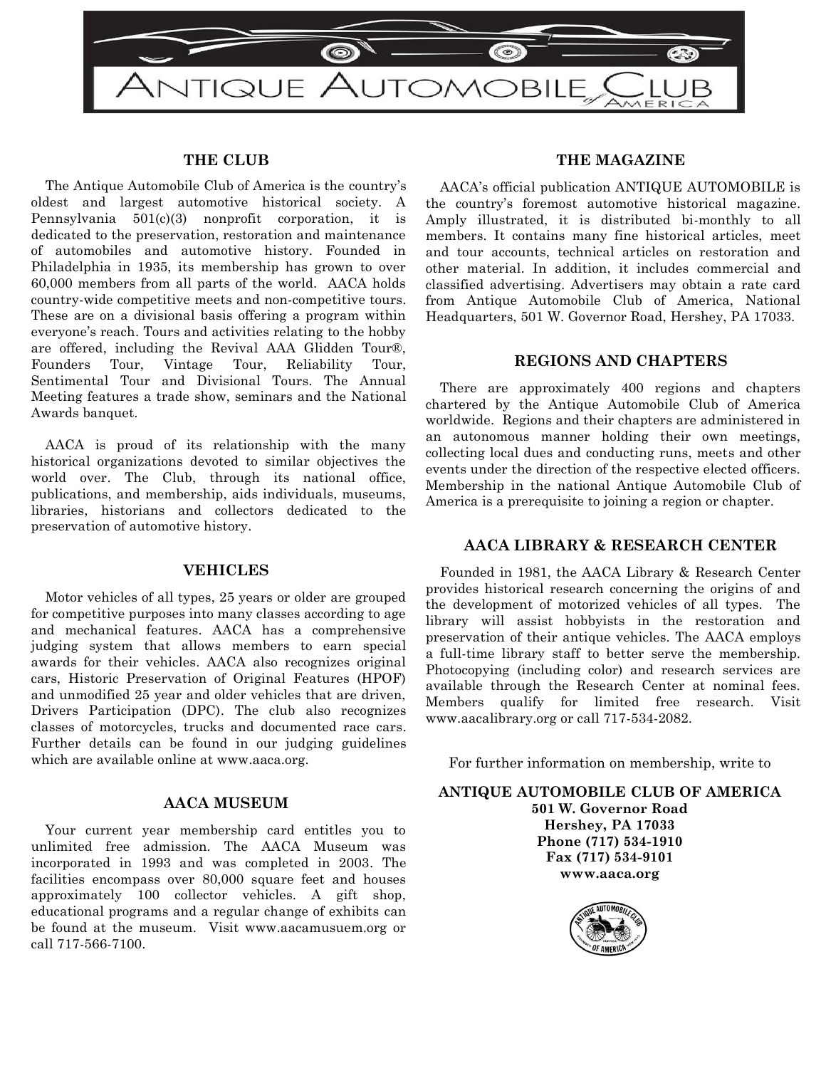# ANTIQUE AUTOMOBILE CLUB of AMERICA

## THE CLUB

The Antique Automobile Club of America is the country's oldest and largest automotive historical society. A Pennsylvania 501(c)(3) nonprofit corporation, it is dedicated to the preservation, restoration and maintenance of automobiles and automotive history. Founded in Philadelphia in 1935, its membership has grown to over 60,000 members from all parts of the world. AACA holds country-wide competitive meets and non-competitive tours. These are on a divisional basis offering a program within everyone's reach. Tours and activities relating to the hobby are offered, including the Revival AAA Glidden Tour®, Founders Tour, Vintage Tour, Reliability Tour, Sentimental Tour and Divisional Tours. The Annual Meeting features a trade show, seminars and the National Awards banquet.

AACA is proud of its relationship with the many historical organizations devoted to similar objectives the world over. The Club, through its national office, publications, and membership, aids individuals, museums, libraries, historians and collectors dedicated to the preservation of automotive history.

## VEHICLES

Motor vehicles of all types, 25 years or older are grouped for competitive purposes into many classes according to age and mechanical features. AACA has a comprehensive judging system that allows members to earn special awards for their vehicles. AACA also recognizes original cars, Historic Preservation of Original Features (HPOF) and unmodified 25 year and older vehicles that are driven, Drivers Participation (DPC). The club also recognizes classes of motorcycles, trucks and documented race cars. Further details can be found in our judging guidelines which are available online at www.aaca.org.

## AACA MUSEUM

Your current year membership card entitles you to unlimited free admission. The AACA Museum was incorporated in 1993 and was completed in 2003. The facilities encompass over 80,000 square feet and houses approximately 100 collector vehicles. A gift shop, educational programs and a regular change of exhibits can be found at the museum. Visit www.aacamusuem.org or call 717-566-7100.

## THE MAGAZINE

AACA's official publication ANTIQUE AUTOMOBILE is the country's foremost automotive historical magazine. Amply illustrated, it is distributed bi-monthly to all members. It contains many fine historical articles, meet and tour accounts, technical articles on restoration and other material. In addition, it includes commercial and classified advertising. Advertisers may obtain a rate card from Antique Automobile Club of America, National Headquarters, 501 W. Governor Road, Hershey, PA 17033.

## REGIONS AND CHAPTERS

There are approximately 400 regions and chapters chartered by the Antique Automobile Club of America worldwide. Regions and their chapters are administered in an autonomous manner holding their own meetings, collecting local dues and conducting runs, meets and other events under the direction of the respective elected officers. Membership in the national Antique Automobile Club of America is a prerequisite to joining a region or chapter.

## AACA LIBRARY & RESEARCH CENTER

Founded in 1981, the AACA Library & Research Center provides historical research concerning the origins of and the development of motorized vehicles of all types. The library will assist hobbyists in the restoration and preservation of their antique vehicles. The AACA employs a full-time library staff to better serve the membership. Photocopying (including color) and research services are available through the Research Center at nominal fees. Members qualify for limited free research. Visit www.aacalibrary.org or call 717-534-2082.

For further information on membership, write to

**ANTIQUE AUTOMOBILE CLUB OF AMERICA**
**501 W. Governor Road**
**Hershey, PA 17033**
**Phone (717) 534-1910**
**Fax (717) 534-9101**
**www.aaca.org**